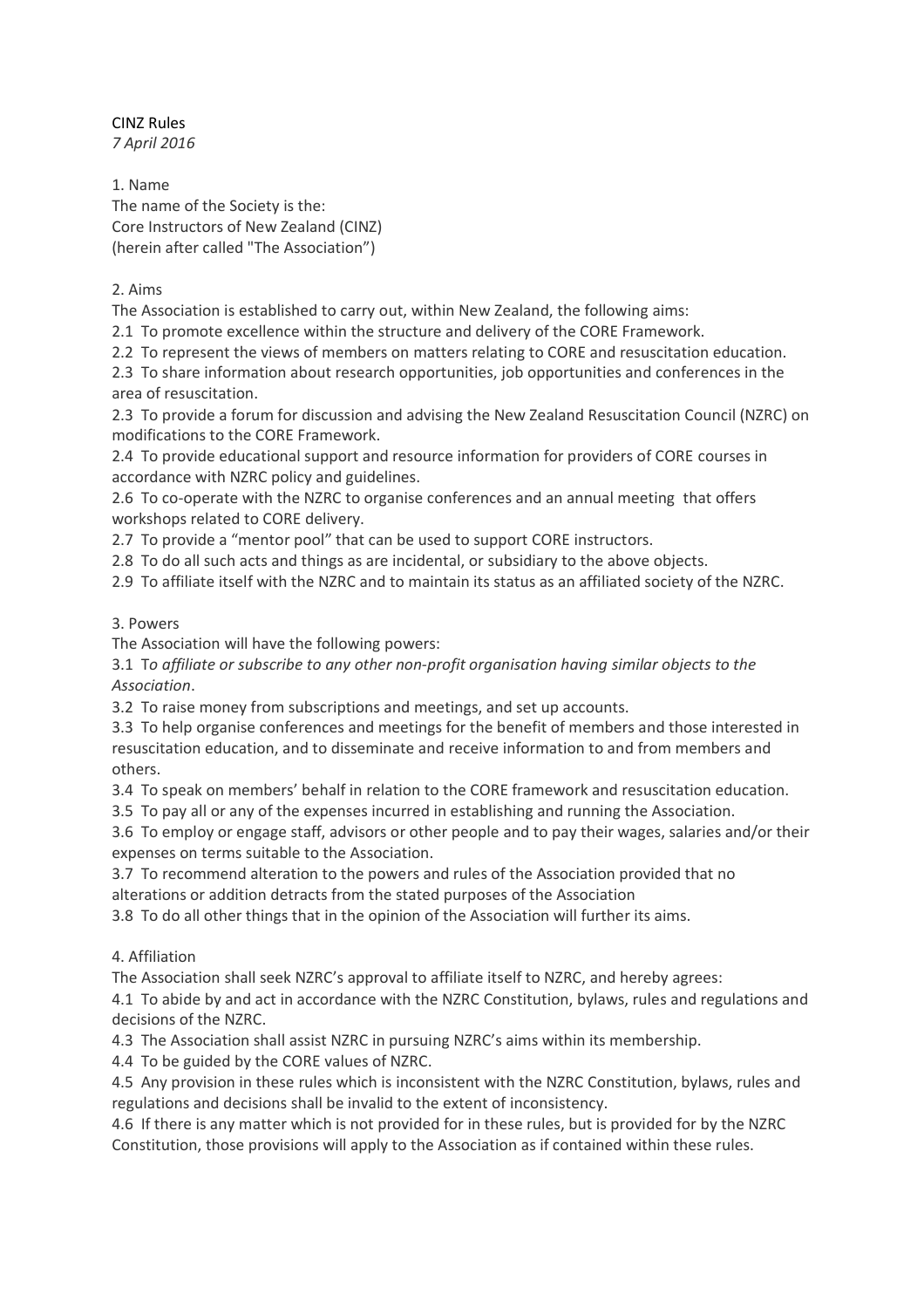CINZ Rules

*7 April 2016*

1. Name

The name of the Society is the:
Core Instructors of New Zealand (CINZ)
(herein after called "The Association")

2. Aims

The Association is established to carry out, within New Zealand, the following aims:

2.1 To promote excellence within the structure and delivery of the CORE Framework.

2.2 To represent the views of members on matters relating to CORE and resuscitation education.

2.3 To share information about research opportunities, job opportunities and conferences in the area of resuscitation.

2.3 To provide a forum for discussion and advising the New Zealand Resuscitation Council (NZRC) on modifications to the CORE Framework.

2.4 To provide educational support and resource information for providers of CORE courses in accordance with NZRC policy and guidelines.

2.6 To co-operate with the NZRC to organise conferences and an annual meeting that offers workshops related to CORE delivery.

2.7 To provide a "mentor pool" that can be used to support CORE instructors.

2.8 To do all such acts and things as are incidental, or subsidiary to the above objects.

2.9 To affiliate itself with the NZRC and to maintain its status as an affiliated society of the NZRC.

3. Powers

The Association will have the following powers:

3.1 T*o affiliate or subscribe to any other non-profit organisation having similar objects to the Association*.

3.2 To raise money from subscriptions and meetings, and set up accounts.

3.3 To help organise conferences and meetings for the benefit of members and those interested in resuscitation education, and to disseminate and receive information to and from members and others.

3.4 To speak on members' behalf in relation to the CORE framework and resuscitation education.

3.5 To pay all or any of the expenses incurred in establishing and running the Association.

3.6 To employ or engage staff, advisors or other people and to pay their wages, salaries and/or their expenses on terms suitable to the Association.

3.7 To recommend alteration to the powers and rules of the Association provided that no alterations or addition detracts from the stated purposes of the Association

3.8 To do all other things that in the opinion of the Association will further its aims.

4. Affiliation

The Association shall seek NZRC's approval to affiliate itself to NZRC, and hereby agrees:

4.1 To abide by and act in accordance with the NZRC Constitution, bylaws, rules and regulations and decisions of the NZRC.

4.3 The Association shall assist NZRC in pursuing NZRC's aims within its membership.

4.4 To be guided by the CORE values of NZRC.

4.5 Any provision in these rules which is inconsistent with the NZRC Constitution, bylaws, rules and regulations and decisions shall be invalid to the extent of inconsistency.

4.6 If there is any matter which is not provided for in these rules, but is provided for by the NZRC Constitution, those provisions will apply to the Association as if contained within these rules.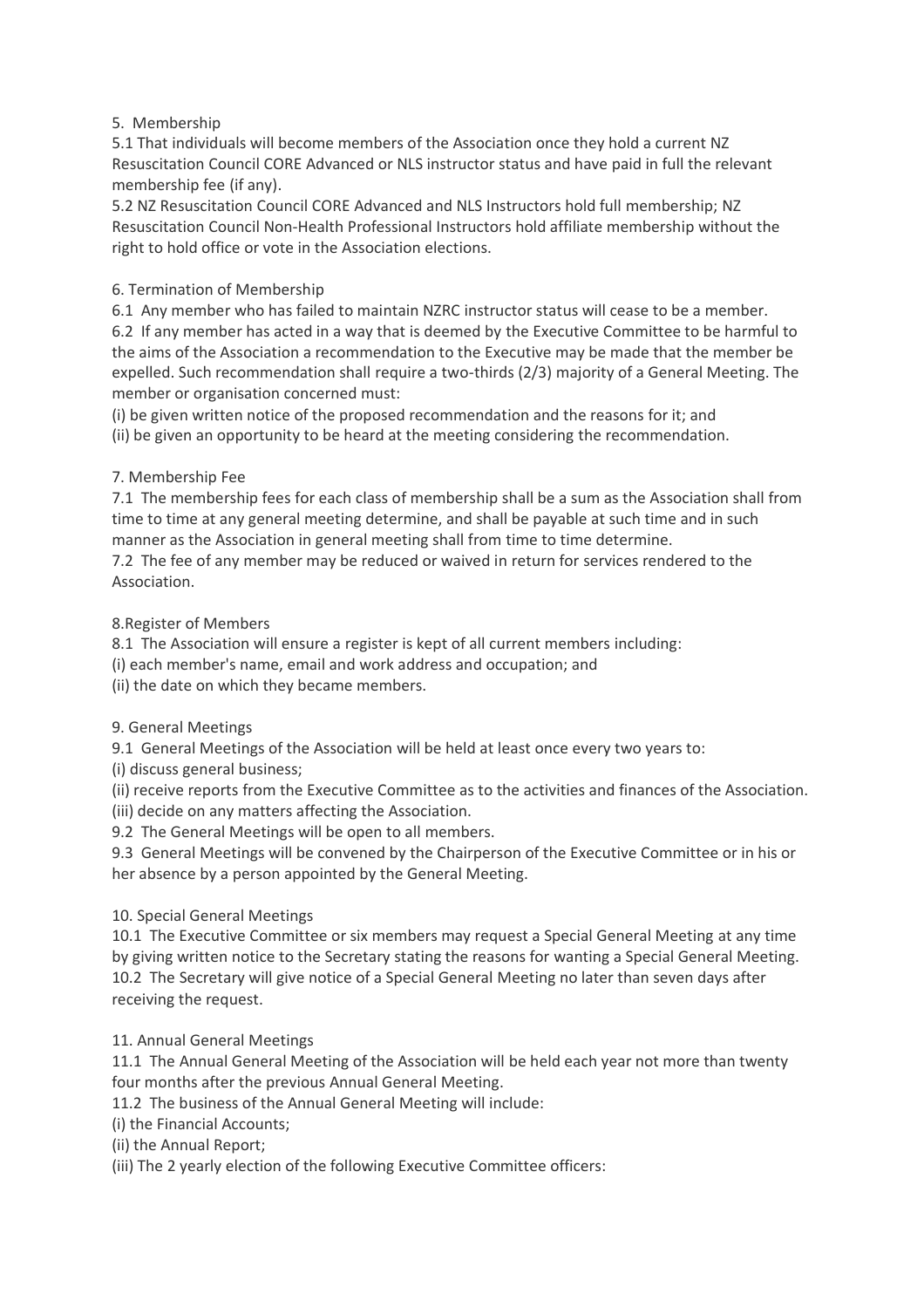## 5. Membership

5.1 That individuals will become members of the Association once they hold a current NZ Resuscitation Council CORE Advanced or NLS instructor status and have paid in full the relevant membership fee (if any).

5.2 NZ Resuscitation Council CORE Advanced and NLS Instructors hold full membership; NZ Resuscitation Council Non-Health Professional Instructors hold affiliate membership without the right to hold office or vote in the Association elections.

## 6. Termination of Membership

6.1 Any member who has failed to maintain NZRC instructor status will cease to be a member.

6.2 If any member has acted in a way that is deemed by the Executive Committee to be harmful to the aims of the Association a recommendation to the Executive may be made that the member be expelled. Such recommendation shall require a two-thirds (2/3) majority of a General Meeting. The member or organisation concerned must:

(i) be given written notice of the proposed recommendation and the reasons for it; and

(ii) be given an opportunity to be heard at the meeting considering the recommendation.

## 7. Membership Fee

7.1 The membership fees for each class of membership shall be a sum as the Association shall from time to time at any general meeting determine, and shall be payable at such time and in such manner as the Association in general meeting shall from time to time determine.

7.2 The fee of any member may be reduced or waived in return for services rendered to the Association.

## 8.Register of Members

8.1 The Association will ensure a register is kept of all current members including:

(i) each member's name, email and work address and occupation; and

(ii) the date on which they became members.

## 9. General Meetings

9.1 General Meetings of the Association will be held at least once every two years to:

(i) discuss general business;

(ii) receive reports from the Executive Committee as to the activities and finances of the Association.

(iii) decide on any matters affecting the Association.

9.2 The General Meetings will be open to all members.

9.3 General Meetings will be convened by the Chairperson of the Executive Committee or in his or her absence by a person appointed by the General Meeting.

## 10. Special General Meetings

10.1 The Executive Committee or six members may request a Special General Meeting at any time by giving written notice to the Secretary stating the reasons for wanting a Special General Meeting.

10.2 The Secretary will give notice of a Special General Meeting no later than seven days after receiving the request.

## 11. Annual General Meetings

11.1 The Annual General Meeting of the Association will be held each year not more than twenty four months after the previous Annual General Meeting.

11.2 The business of the Annual General Meeting will include:

(i) the Financial Accounts;

(ii) the Annual Report;

(iii) The 2 yearly election of the following Executive Committee officers: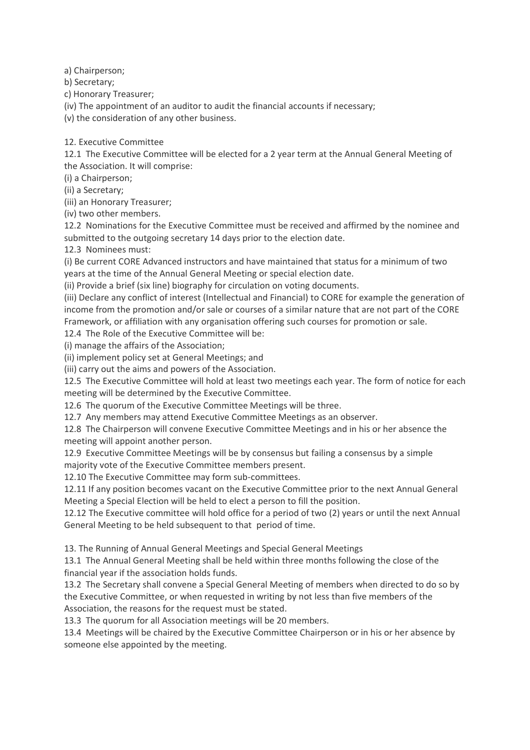a) Chairperson;

b) Secretary;

c) Honorary Treasurer;

(iv) The appointment of an auditor to audit the financial accounts if necessary;

(v) the consideration of any other business.

## 12. Executive Committee

12.1 The Executive Committee will be elected for a 2 year term at the Annual General Meeting of the Association. It will comprise:

(i) a Chairperson;

(ii) a Secretary;

(iii) an Honorary Treasurer;

(iv) two other members.

12.2 Nominations for the Executive Committee must be received and affirmed by the nominee and submitted to the outgoing secretary 14 days prior to the election date.

12.3 Nominees must:

(i) Be current CORE Advanced instructors and have maintained that status for a minimum of two years at the time of the Annual General Meeting or special election date.

(ii) Provide a brief (six line) biography for circulation on voting documents.

(iii) Declare any conflict of interest (Intellectual and Financial) to CORE for example the generation of income from the promotion and/or sale or courses of a similar nature that are not part of the CORE Framework, or affiliation with any organisation offering such courses for promotion or sale.

12.4 The Role of the Executive Committee will be:

(i) manage the affairs of the Association;

(ii) implement policy set at General Meetings; and

(iii) carry out the aims and powers of the Association.

12.5 The Executive Committee will hold at least two meetings each year. The form of notice for each meeting will be determined by the Executive Committee.

12.6 The quorum of the Executive Committee Meetings will be three.

12.7 Any members may attend Executive Committee Meetings as an observer.

12.8 The Chairperson will convene Executive Committee Meetings and in his or her absence the meeting will appoint another person.

12.9 Executive Committee Meetings will be by consensus but failing a consensus by a simple majority vote of the Executive Committee members present.

12.10 The Executive Committee may form sub-committees.

12.11 If any position becomes vacant on the Executive Committee prior to the next Annual General Meeting a Special Election will be held to elect a person to fill the position.

12.12 The Executive committee will hold office for a period of two (2) years or until the next Annual General Meeting to be held subsequent to that period of time.

## 13. The Running of Annual General Meetings and Special General Meetings

13.1 The Annual General Meeting shall be held within three months following the close of the financial year if the association holds funds.

13.2 The Secretary shall convene a Special General Meeting of members when directed to do so by the Executive Committee, or when requested in writing by not less than five members of the Association, the reasons for the request must be stated.

13.3 The quorum for all Association meetings will be 20 members.

13.4 Meetings will be chaired by the Executive Committee Chairperson or in his or her absence by someone else appointed by the meeting.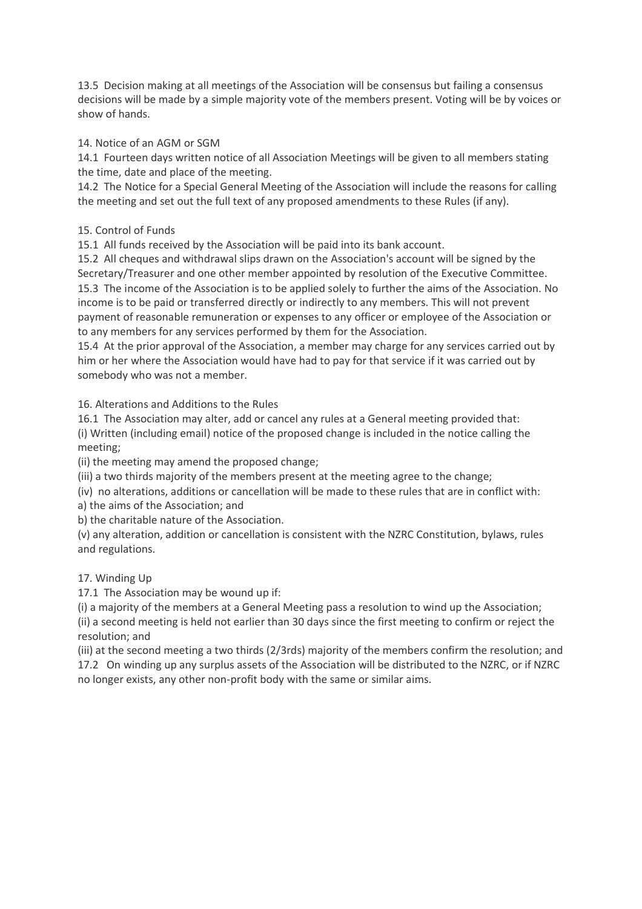13.5 Decision making at all meetings of the Association will be consensus but failing a consensus decisions will be made by a simple majority vote of the members present. Voting will be by voices or show of hands.

14. Notice of an AGM or SGM

14.1 Fourteen days written notice of all Association Meetings will be given to all members stating the time, date and place of the meeting.

14.2 The Notice for a Special General Meeting of the Association will include the reasons for calling the meeting and set out the full text of any proposed amendments to these Rules (if any).

15. Control of Funds

15.1 All funds received by the Association will be paid into its bank account.

15.2 All cheques and withdrawal slips drawn on the Association's account will be signed by the Secretary/Treasurer and one other member appointed by resolution of the Executive Committee.

15.3 The income of the Association is to be applied solely to further the aims of the Association. No income is to be paid or transferred directly or indirectly to any members. This will not prevent payment of reasonable remuneration or expenses to any officer or employee of the Association or to any members for any services performed by them for the Association.

15.4 At the prior approval of the Association, a member may charge for any services carried out by him or her where the Association would have had to pay for that service if it was carried out by somebody who was not a member.

16. Alterations and Additions to the Rules

16.1 The Association may alter, add or cancel any rules at a General meeting provided that:

(i) Written (including email) notice of the proposed change is included in the notice calling the meeting;

(ii) the meeting may amend the proposed change;

(iii) a two thirds majority of the members present at the meeting agree to the change;

(iv) no alterations, additions or cancellation will be made to these rules that are in conflict with:

a) the aims of the Association; and

b) the charitable nature of the Association.

(v) any alteration, addition or cancellation is consistent with the NZRC Constitution, bylaws, rules and regulations.

17. Winding Up

17.1 The Association may be wound up if:

(i) a majority of the members at a General Meeting pass a resolution to wind up the Association;

(ii) a second meeting is held not earlier than 30 days since the first meeting to confirm or reject the resolution; and

(iii) at the second meeting a two thirds (2/3rds) majority of the members confirm the resolution; and

17.2 On winding up any surplus assets of the Association will be distributed to the NZRC, or if NZRC no longer exists, any other non-profit body with the same or similar aims.